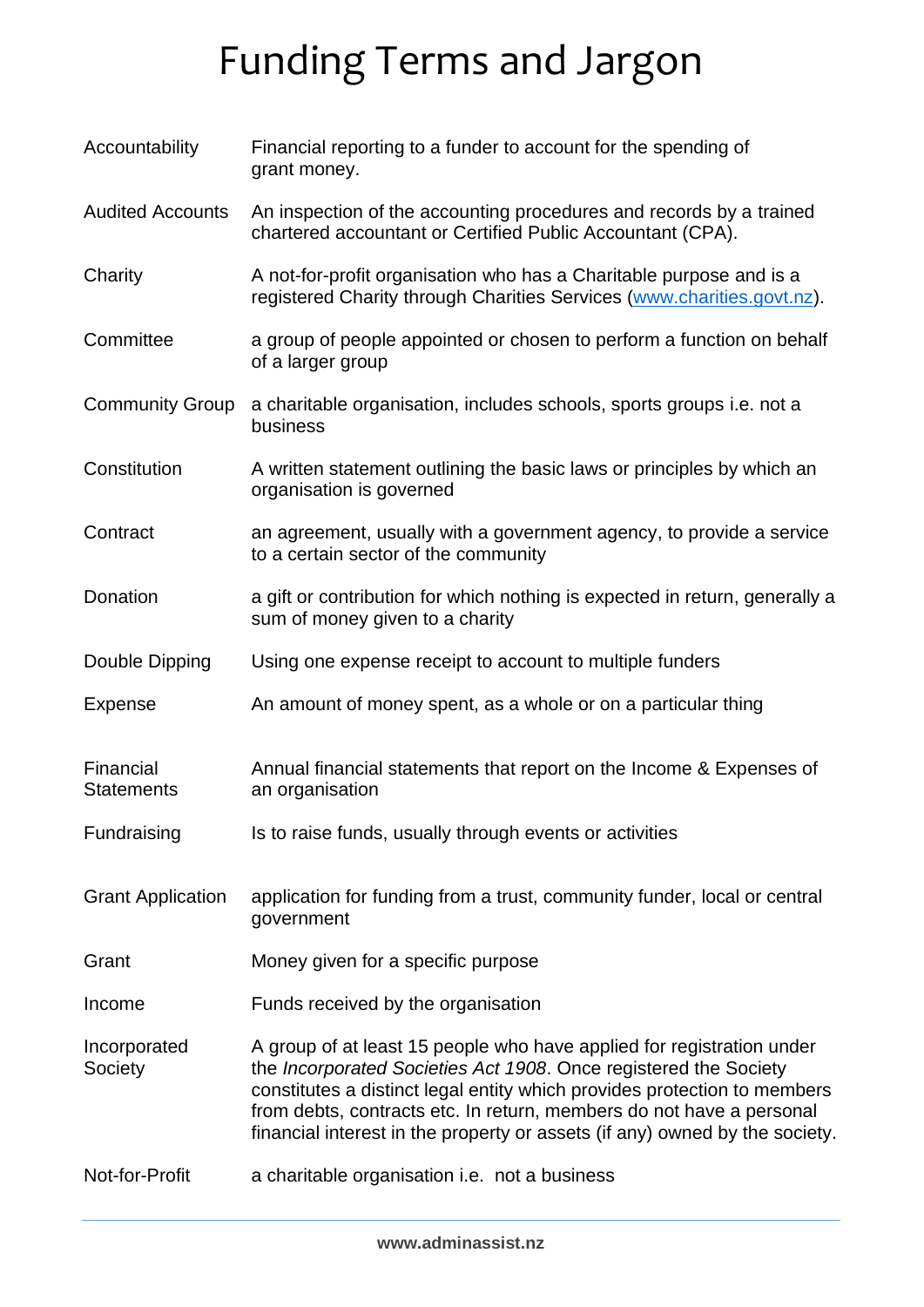# Funding Terms and Jargon

| Term | Definition |
|---|---|
| Accountability | Financial reporting to a funder to account for the spending of grant money. |
| Audited Accounts | An inspection of the accounting procedures and records by a trained chartered accountant or Certified Public Accountant (CPA). |
| Charity | A not-for-profit organisation who has a Charitable purpose and is a registered Charity through Charities Services (www.charities.govt.nz). |
| Committee | a group of people appointed or chosen to perform a function on behalf of a larger group |
| Community Group | a charitable organisation, includes schools, sports groups i.e. not a business |
| Constitution | A written statement outlining the basic laws or principles by which an organisation is governed |
| Contract | an agreement, usually with a government agency, to provide a service to a certain sector of the community |
| Donation | a gift or contribution for which nothing is expected in return, generally a sum of money given to a charity |
| Double Dipping | Using one expense receipt to account to multiple funders |
| Expense | An amount of money spent, as a whole or on a particular thing |
| Financial Statements | Annual financial statements that report on the Income & Expenses of an organisation |
| Fundraising | Is to raise funds, usually through events or activities |
| Grant Application | application for funding from a trust, community funder, local or central government |
| Grant | Money given for a specific purpose |
| Income | Funds received by the organisation |
| Incorporated Society | A group of at least 15 people who have applied for registration under the *Incorporated Societies Act 1908*. Once registered the Society constitutes a distinct legal entity which provides protection to members from debts, contracts etc. In return, members do not have a personal financial interest in the property or assets (if any) owned by the society. |
| Not-for-Profit | a charitable organisation i.e. not a business |

www.adminassist.nz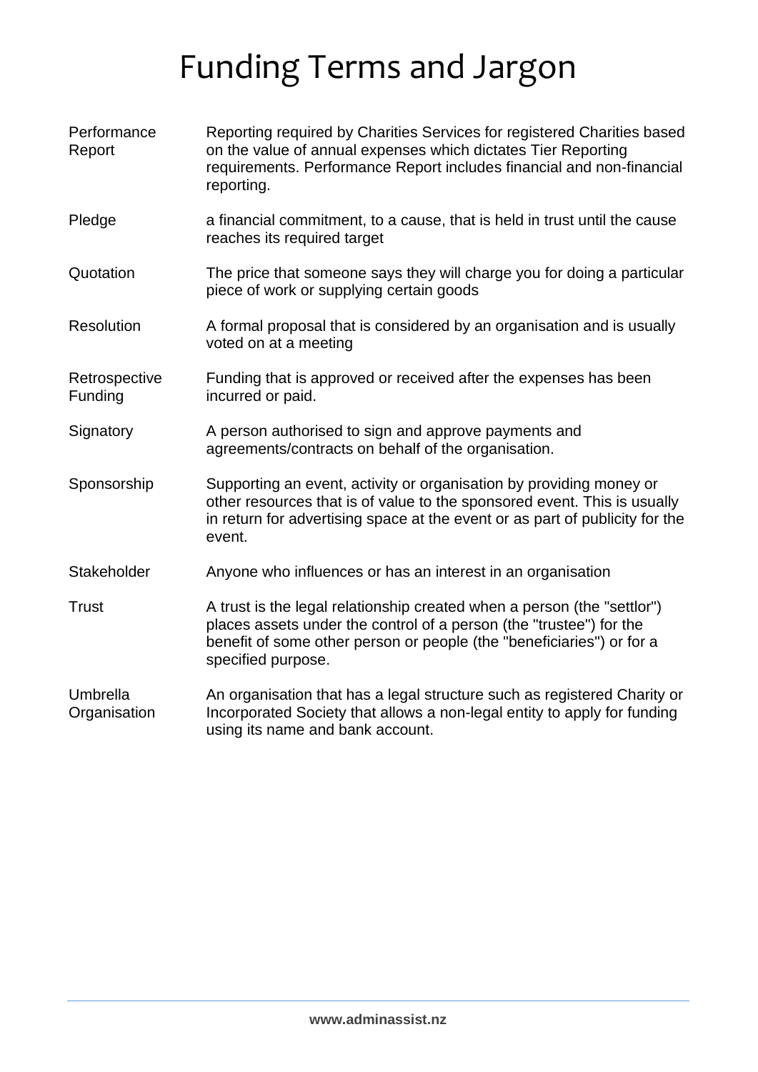# Funding Terms and Jargon

| | |
|---|---|
| Performance Report | Reporting required by Charities Services for registered Charities based on the value of annual expenses which dictates Tier Reporting requirements. Performance Report includes financial and non-financial reporting. |
| Pledge | a financial commitment, to a cause, that is held in trust until the cause reaches its required target |
| Quotation | The price that someone says they will charge you for doing a particular piece of work or supplying certain goods |
| Resolution | A formal proposal that is considered by an organisation and is usually voted on at a meeting |
| Retrospective Funding | Funding that is approved or received after the expenses has been incurred or paid. |
| Signatory | A person authorised to sign and approve payments and agreements/contracts on behalf of the organisation. |
| Sponsorship | Supporting an event, activity or organisation by providing money or other resources that is of value to the sponsored event. This is usually in return for advertising space at the event or as part of publicity for the event. |
| Stakeholder | Anyone who influences or has an interest in an organisation |
| Trust | A trust is the legal relationship created when a person (the "settlor") places assets under the control of a person (the "trustee") for the benefit of some other person or people (the "beneficiaries") or for a specified purpose. |
| Umbrella Organisation | An organisation that has a legal structure such as registered Charity or Incorporated Society that allows a non-legal entity to apply for funding using its name and bank account. |